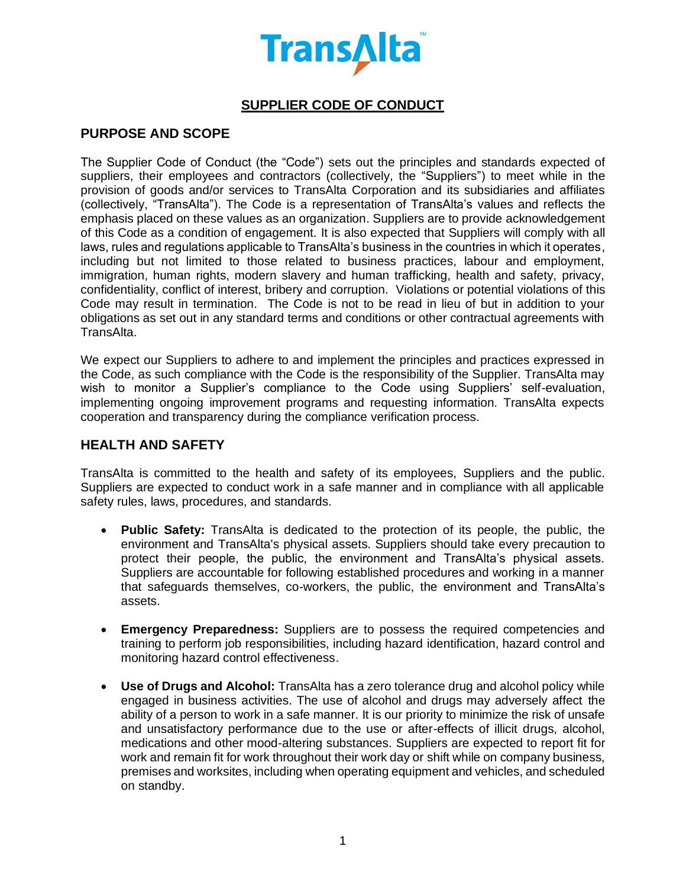TransAlta

# SUPPLIER CODE OF CONDUCT

## PURPOSE AND SCOPE

The Supplier Code of Conduct (the "Code") sets out the principles and standards expected of suppliers, their employees and contractors (collectively, the "Suppliers") to meet while in the provision of goods and/or services to TransAlta Corporation and its subsidiaries and affiliates (collectively, "TransAlta"). The Code is a representation of TransAlta's values and reflects the emphasis placed on these values as an organization. Suppliers are to provide acknowledgement of this Code as a condition of engagement. It is also expected that Suppliers will comply with all laws, rules and regulations applicable to TransAlta's business in the countries in which it operates, including but not limited to those related to business practices, labour and employment, immigration, human rights, modern slavery and human trafficking, health and safety, privacy, confidentiality, conflict of interest, bribery and corruption. Violations or potential violations of this Code may result in termination. The Code is not to be read in lieu of but in addition to your obligations as set out in any standard terms and conditions or other contractual agreements with TransAlta.

We expect our Suppliers to adhere to and implement the principles and practices expressed in the Code, as such compliance with the Code is the responsibility of the Supplier. TransAlta may wish to monitor a Supplier's compliance to the Code using Suppliers' self-evaluation, implementing ongoing improvement programs and requesting information. TransAlta expects cooperation and transparency during the compliance verification process.

## HEALTH AND SAFETY

TransAlta is committed to the health and safety of its employees, Suppliers and the public. Suppliers are expected to conduct work in a safe manner and in compliance with all applicable safety rules, laws, procedures, and standards.

- **Public Safety:** TransAlta is dedicated to the protection of its people, the public, the environment and TransAlta's physical assets. Suppliers should take every precaution to protect their people, the public, the environment and TransAlta's physical assets. Suppliers are accountable for following established procedures and working in a manner that safeguards themselves, co-workers, the public, the environment and TransAlta's assets.

- **Emergency Preparedness:** Suppliers are to possess the required competencies and training to perform job responsibilities, including hazard identification, hazard control and monitoring hazard control effectiveness.

- **Use of Drugs and Alcohol:** TransAlta has a zero tolerance drug and alcohol policy while engaged in business activities. The use of alcohol and drugs may adversely affect the ability of a person to work in a safe manner. It is our priority to minimize the risk of unsafe and unsatisfactory performance due to the use or after-effects of illicit drugs, alcohol, medications and other mood-altering substances. Suppliers are expected to report fit for work and remain fit for work throughout their work day or shift while on company business, premises and worksites, including when operating equipment and vehicles, and scheduled on standby.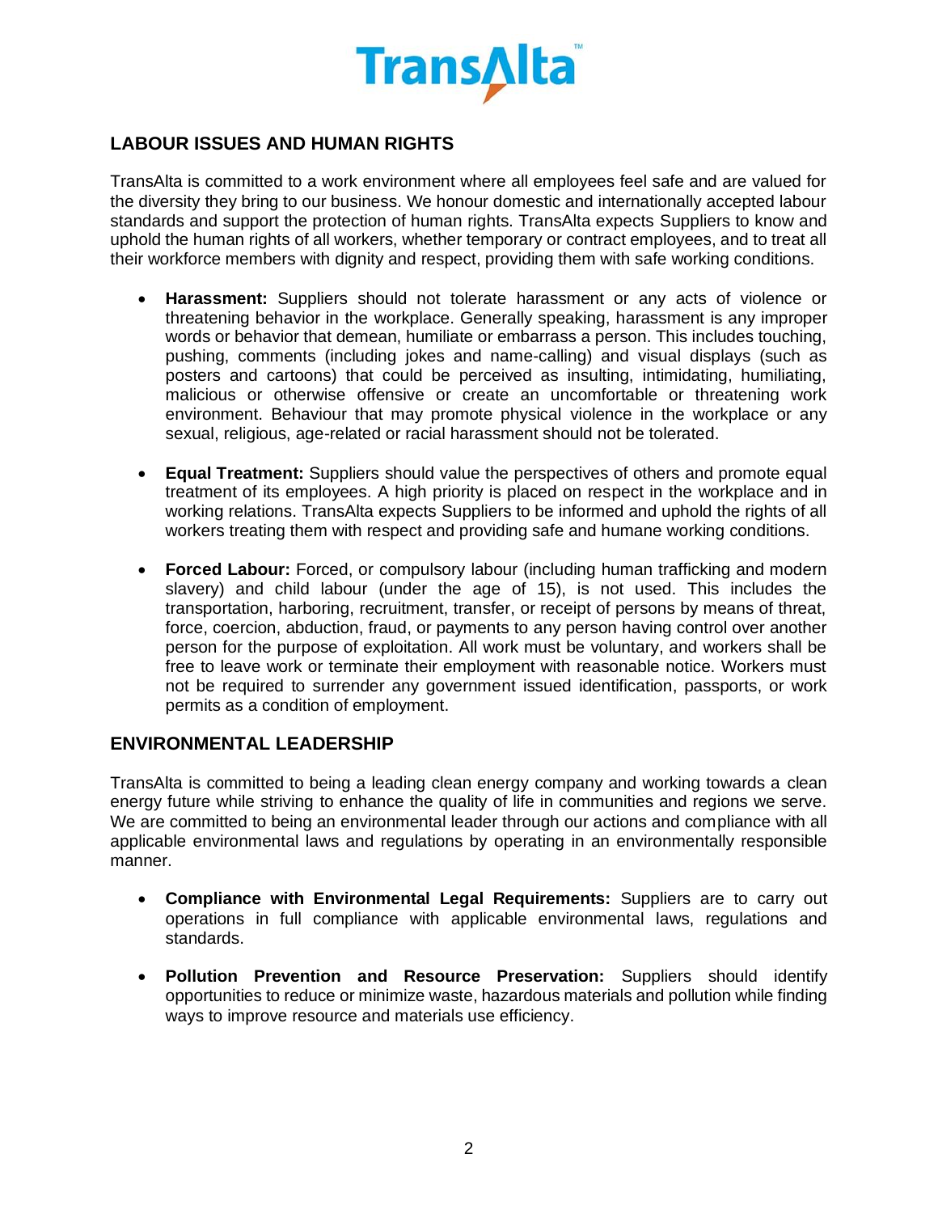## LABOUR ISSUES AND HUMAN RIGHTS

TransAlta is committed to a work environment where all employees feel safe and are valued for the diversity they bring to our business. We honour domestic and internationally accepted labour standards and support the protection of human rights. TransAlta expects Suppliers to know and uphold the human rights of all workers, whether temporary or contract employees, and to treat all their workforce members with dignity and respect, providing them with safe working conditions.

- **Harassment:** Suppliers should not tolerate harassment or any acts of violence or threatening behavior in the workplace. Generally speaking, harassment is any improper words or behavior that demean, humiliate or embarrass a person. This includes touching, pushing, comments (including jokes and name-calling) and visual displays (such as posters and cartoons) that could be perceived as insulting, intimidating, humiliating, malicious or otherwise offensive or create an uncomfortable or threatening work environment. Behaviour that may promote physical violence in the workplace or any sexual, religious, age-related or racial harassment should not be tolerated.

- **Equal Treatment:** Suppliers should value the perspectives of others and promote equal treatment of its employees. A high priority is placed on respect in the workplace and in working relations. TransAlta expects Suppliers to be informed and uphold the rights of all workers treating them with respect and providing safe and humane working conditions.

- **Forced Labour:** Forced, or compulsory labour (including human trafficking and modern slavery) and child labour (under the age of 15), is not used. This includes the transportation, harboring, recruitment, transfer, or receipt of persons by means of threat, force, coercion, abduction, fraud, or payments to any person having control over another person for the purpose of exploitation. All work must be voluntary, and workers shall be free to leave work or terminate their employment with reasonable notice. Workers must not be required to surrender any government issued identification, passports, or work permits as a condition of employment.

## ENVIRONMENTAL LEADERSHIP

TransAlta is committed to being a leading clean energy company and working towards a clean energy future while striving to enhance the quality of life in communities and regions we serve. We are committed to being an environmental leader through our actions and compliance with all applicable environmental laws and regulations by operating in an environmentally responsible manner.

- **Compliance with Environmental Legal Requirements:** Suppliers are to carry out operations in full compliance with applicable environmental laws, regulations and standards.

- **Pollution Prevention and Resource Preservation:** Suppliers should identify opportunities to reduce or minimize waste, hazardous materials and pollution while finding ways to improve resource and materials use efficiency.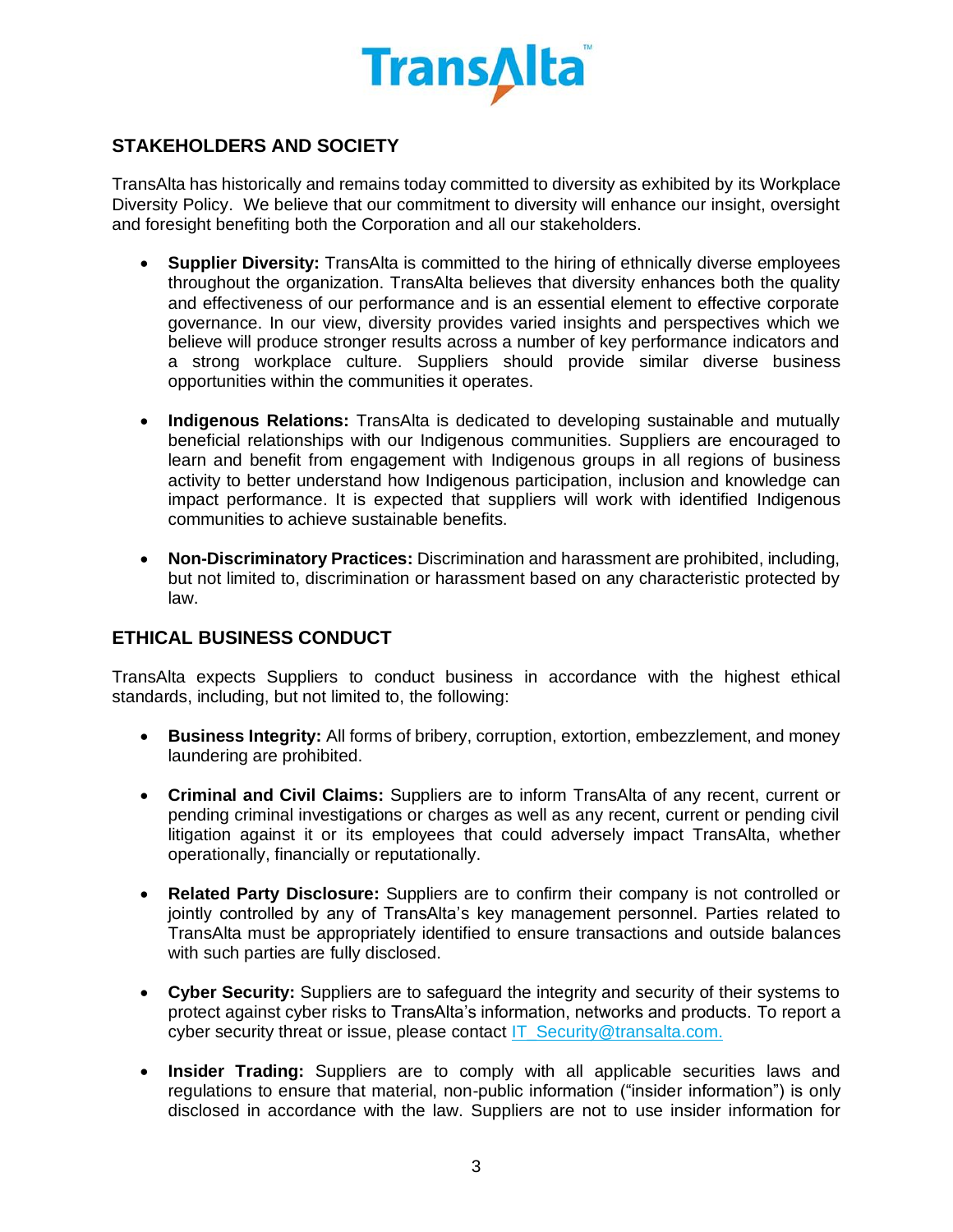## STAKEHOLDERS AND SOCIETY

TransAlta has historically and remains today committed to diversity as exhibited by its Workplace Diversity Policy. We believe that our commitment to diversity will enhance our insight, oversight and foresight benefiting both the Corporation and all our stakeholders.

- **Supplier Diversity:** TransAlta is committed to the hiring of ethnically diverse employees throughout the organization. TransAlta believes that diversity enhances both the quality and effectiveness of our performance and is an essential element to effective corporate governance. In our view, diversity provides varied insights and perspectives which we believe will produce stronger results across a number of key performance indicators and a strong workplace culture. Suppliers should provide similar diverse business opportunities within the communities it operates.

- **Indigenous Relations:** TransAlta is dedicated to developing sustainable and mutually beneficial relationships with our Indigenous communities. Suppliers are encouraged to learn and benefit from engagement with Indigenous groups in all regions of business activity to better understand how Indigenous participation, inclusion and knowledge can impact performance. It is expected that suppliers will work with identified Indigenous communities to achieve sustainable benefits.

- **Non-Discriminatory Practices:** Discrimination and harassment are prohibited, including, but not limited to, discrimination or harassment based on any characteristic protected by law.

## ETHICAL BUSINESS CONDUCT

TransAlta expects Suppliers to conduct business in accordance with the highest ethical standards, including, but not limited to, the following:

- **Business Integrity:** All forms of bribery, corruption, extortion, embezzlement, and money laundering are prohibited.

- **Criminal and Civil Claims:** Suppliers are to inform TransAlta of any recent, current or pending criminal investigations or charges as well as any recent, current or pending civil litigation against it or its employees that could adversely impact TransAlta, whether operationally, financially or reputationally.

- **Related Party Disclosure:** Suppliers are to confirm their company is not controlled or jointly controlled by any of TransAlta's key management personnel. Parties related to TransAlta must be appropriately identified to ensure transactions and outside balances with such parties are fully disclosed.

- **Cyber Security:** Suppliers are to safeguard the integrity and security of their systems to protect against cyber risks to TransAlta's information, networks and products. To report a cyber security threat or issue, please contact IT_Security@transalta.com.

- **Insider Trading:** Suppliers are to comply with all applicable securities laws and regulations to ensure that material, non-public information ("insider information") is only disclosed in accordance with the law. Suppliers are not to use insider information for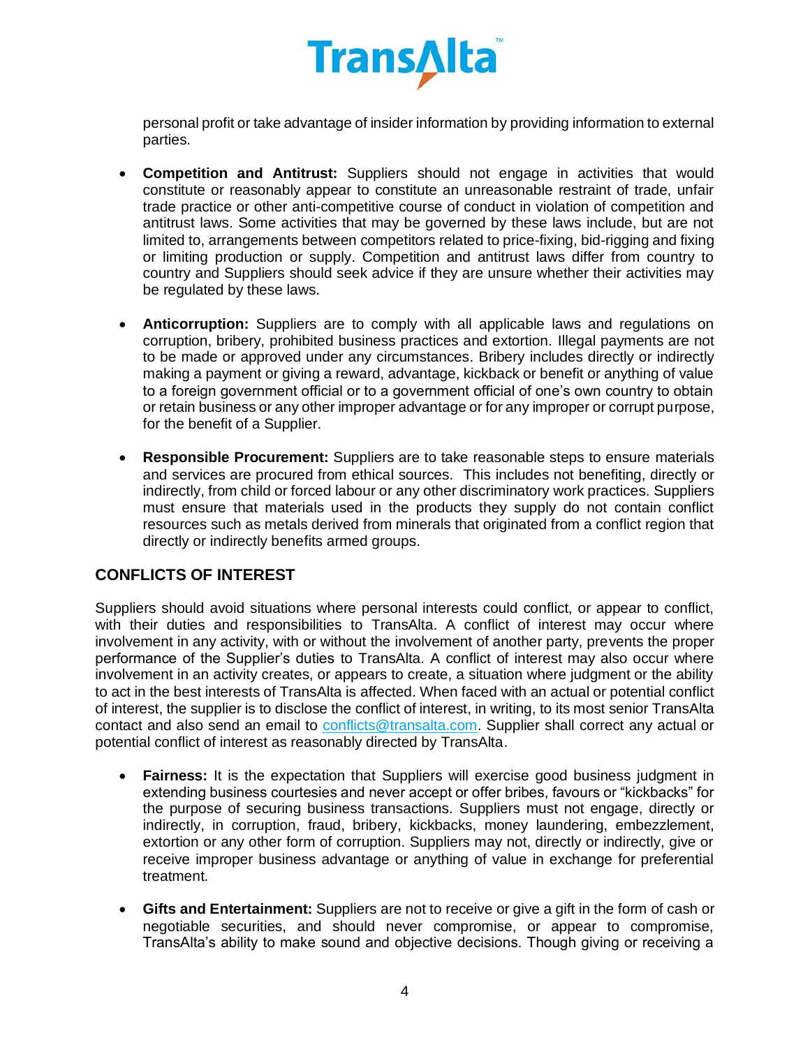personal profit or take advantage of insider information by providing information to external parties.

- **Competition and Antitrust:** Suppliers should not engage in activities that would constitute or reasonably appear to constitute an unreasonable restraint of trade, unfair trade practice or other anti-competitive course of conduct in violation of competition and antitrust laws. Some activities that may be governed by these laws include, but are not limited to, arrangements between competitors related to price-fixing, bid-rigging and fixing or limiting production or supply. Competition and antitrust laws differ from country to country and Suppliers should seek advice if they are unsure whether their activities may be regulated by these laws.

- **Anticorruption:** Suppliers are to comply with all applicable laws and regulations on corruption, bribery, prohibited business practices and extortion. Illegal payments are not to be made or approved under any circumstances. Bribery includes directly or indirectly making a payment or giving a reward, advantage, kickback or benefit or anything of value to a foreign government official or to a government official of one's own country to obtain or retain business or any other improper advantage or for any improper or corrupt purpose, for the benefit of a Supplier.

- **Responsible Procurement:** Suppliers are to take reasonable steps to ensure materials and services are procured from ethical sources. This includes not benefiting, directly or indirectly, from child or forced labour or any other discriminatory work practices. Suppliers must ensure that materials used in the products they supply do not contain conflict resources such as metals derived from minerals that originated from a conflict region that directly or indirectly benefits armed groups.

## CONFLICTS OF INTEREST

Suppliers should avoid situations where personal interests could conflict, or appear to conflict, with their duties and responsibilities to TransAlta. A conflict of interest may occur where involvement in any activity, with or without the involvement of another party, prevents the proper performance of the Supplier's duties to TransAlta. A conflict of interest may also occur where involvement in an activity creates, or appears to create, a situation where judgment or the ability to act in the best interests of TransAlta is affected. When faced with an actual or potential conflict of interest, the supplier is to disclose the conflict of interest, in writing, to its most senior TransAlta contact and also send an email to conflicts@transalta.com. Supplier shall correct any actual or potential conflict of interest as reasonably directed by TransAlta.

- **Fairness:** It is the expectation that Suppliers will exercise good business judgment in extending business courtesies and never accept or offer bribes, favours or "kickbacks" for the purpose of securing business transactions. Suppliers must not engage, directly or indirectly, in corruption, fraud, bribery, kickbacks, money laundering, embezzlement, extortion or any other form of corruption. Suppliers may not, directly or indirectly, give or receive improper business advantage or anything of value in exchange for preferential treatment.

- **Gifts and Entertainment:** Suppliers are not to receive or give a gift in the form of cash or negotiable securities, and should never compromise, or appear to compromise, TransAlta's ability to make sound and objective decisions. Though giving or receiving a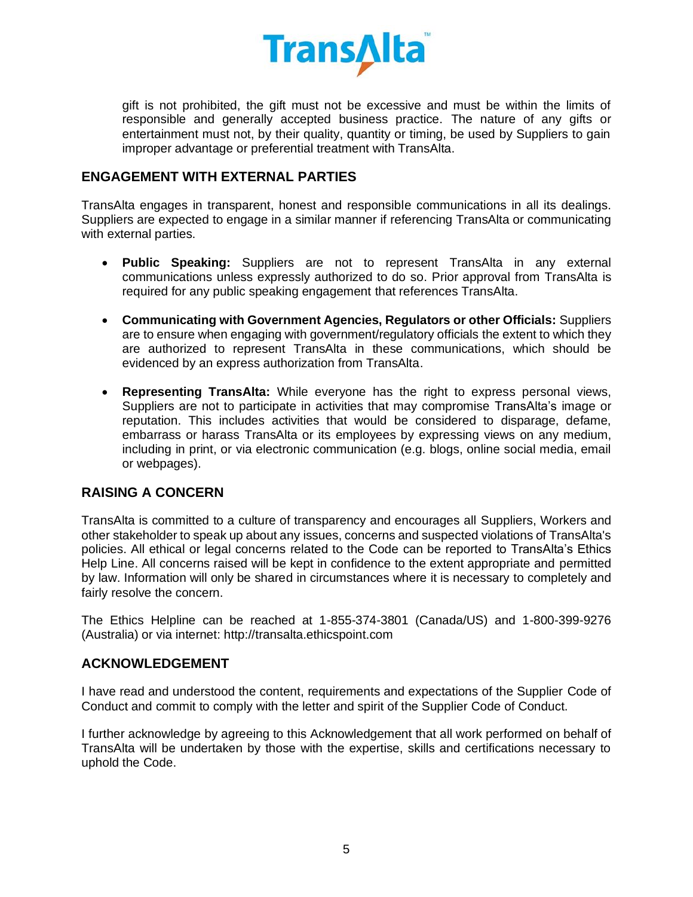gift is not prohibited, the gift must not be excessive and must be within the limits of responsible and generally accepted business practice. The nature of any gifts or entertainment must not, by their quality, quantity or timing, be used by Suppliers to gain improper advantage or preferential treatment with TransAlta.

## ENGAGEMENT WITH EXTERNAL PARTIES

TransAlta engages in transparent, honest and responsible communications in all its dealings. Suppliers are expected to engage in a similar manner if referencing TransAlta or communicating with external parties.

- **Public Speaking:** Suppliers are not to represent TransAlta in any external communications unless expressly authorized to do so. Prior approval from TransAlta is required for any public speaking engagement that references TransAlta.
- **Communicating with Government Agencies, Regulators or other Officials:** Suppliers are to ensure when engaging with government/regulatory officials the extent to which they are authorized to represent TransAlta in these communications, which should be evidenced by an express authorization from TransAlta.
- **Representing TransAlta:** While everyone has the right to express personal views, Suppliers are not to participate in activities that may compromise TransAlta's image or reputation. This includes activities that would be considered to disparage, defame, embarrass or harass TransAlta or its employees by expressing views on any medium, including in print, or via electronic communication (e.g. blogs, online social media, email or webpages).

## RAISING A CONCERN

TransAlta is committed to a culture of transparency and encourages all Suppliers, Workers and other stakeholder to speak up about any issues, concerns and suspected violations of TransAlta's policies. All ethical or legal concerns related to the Code can be reported to TransAlta's Ethics Help Line. All concerns raised will be kept in confidence to the extent appropriate and permitted by law. Information will only be shared in circumstances where it is necessary to completely and fairly resolve the concern.

The Ethics Helpline can be reached at 1-855-374-3801 (Canada/US) and 1-800-399-9276 (Australia) or via internet: http://transalta.ethicspoint.com

## ACKNOWLEDGEMENT

I have read and understood the content, requirements and expectations of the Supplier Code of Conduct and commit to comply with the letter and spirit of the Supplier Code of Conduct.

I further acknowledge by agreeing to this Acknowledgement that all work performed on behalf of TransAlta will be undertaken by those with the expertise, skills and certifications necessary to uphold the Code.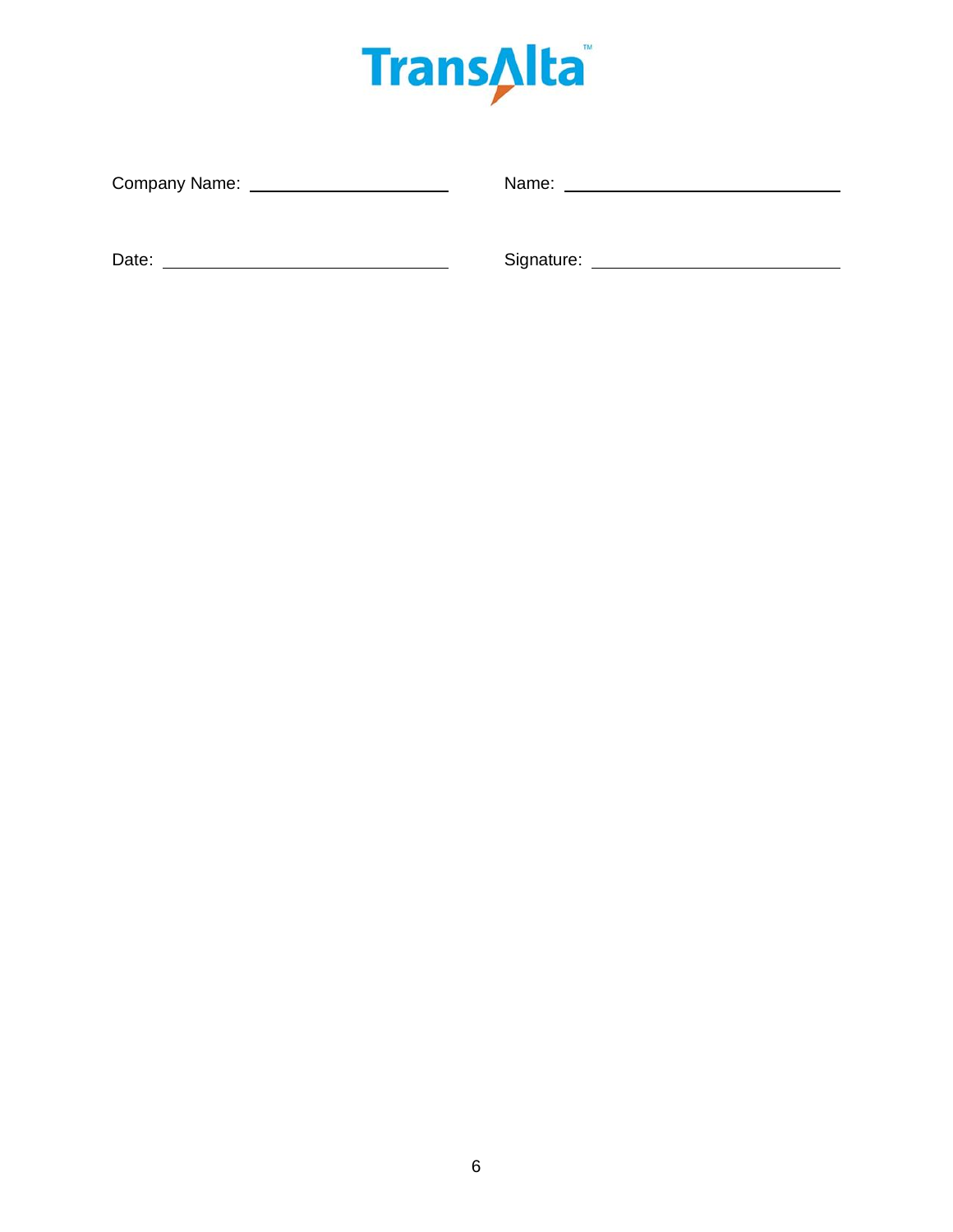TransAlta™

Company Name: ______________________ Name: ______________________________

Date: ______________________________ Signature: ___________________________